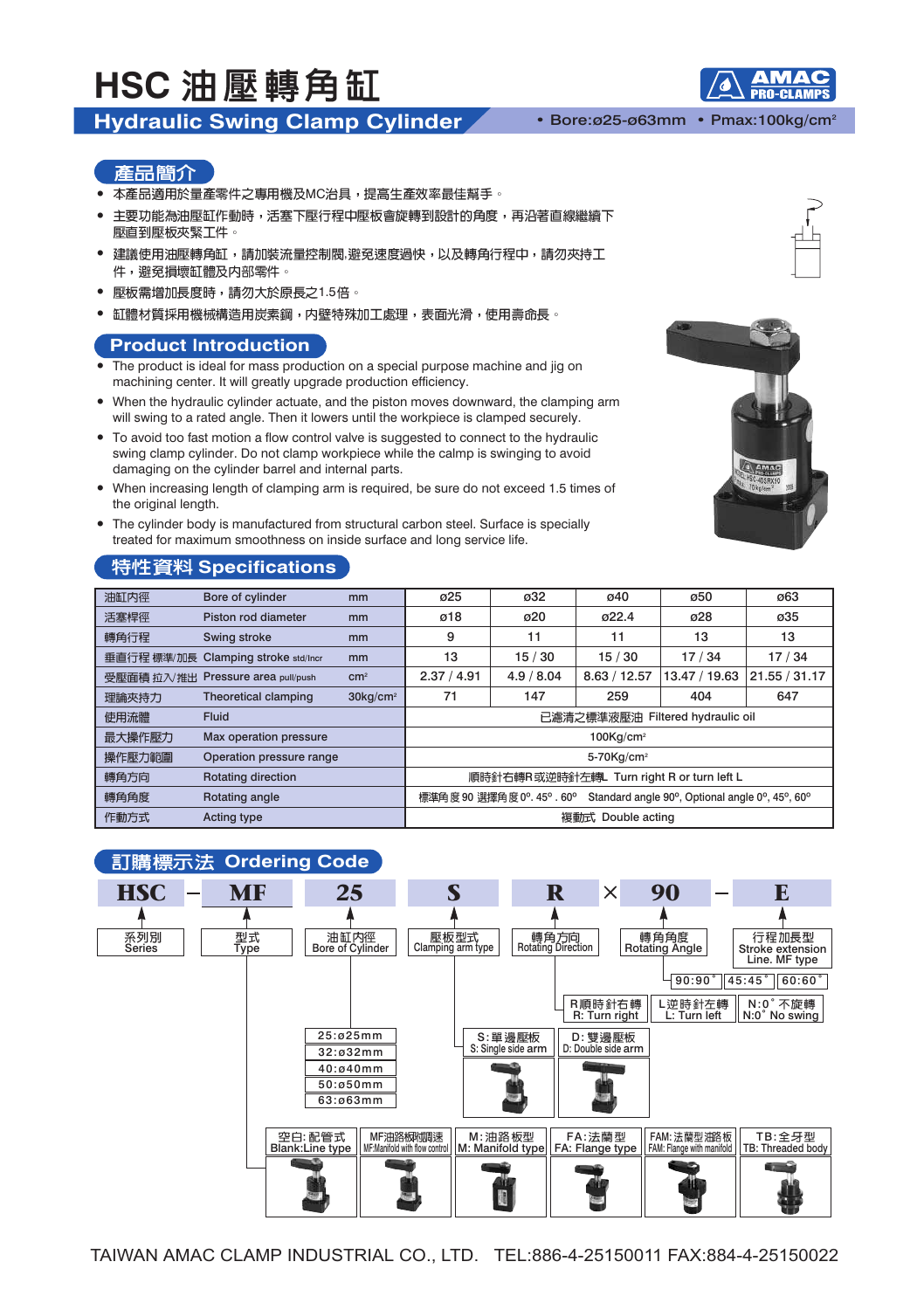# HSC 油壓轉角缸

## Hydraulic Swing Clamp Cylinder

• Bore:ø25-ø63mm • Pmax:100kg/cm²

### 產品簡介

- 本產品適用於量產零件之專用機及MC治具，提高生產效率最佳幫手。
- 主要功能為油壓缸作動時，活塞下壓行程中壓板會旋轉到設計的角度，再沿著直線繼續下壓直到壓板夾緊工件。
- 建議使用油壓轉角缸，請加裝流量控制閥.避免速度過快，以及轉角行程中，請勿夾持工件，避免損壞缸體及內部零件。
- 壓板需增加長度時，請勿大於原長之1.5倍。
- 缸體材質採用機械構造用炭素鋼，內壁特殊加工處理，表面光滑，使用壽命長。

### Product Introduction

- The product is ideal for mass production on a special purpose machine and jig on machining center. It will greatly upgrade production efficiency.
- When the hydraulic cylinder actuate, and the piston moves downward, the clamping arm will swing to a rated angle. Then it lowers until the workpiece is clamped securely.
- To avoid too fast motion a flow control valve is suggested to connect to the hydraulic swing clamp cylinder. Do not clamp workpiece while the calmp is swinging to avoid damaging on the cylinder barrel and internal parts.
- When increasing length of clamping arm is required, be sure do not exceed 1.5 times of the original length.
- The cylinder body is manufactured from structural carbon steel. Surface is specially treated for maximum smoothness on inside surface and long service life.

### 特性資料 Specifications

| | | | | | | | |
|---|---|---|---|---|---|---|---|
| 油缸內徑 | Bore of cylinder | mm | ø25 | ø32 | ø40 | ø50 | ø63 |
| 活塞桿徑 | Piston rod diameter | mm | ø18 | ø20 | ø22.4 | ø28 | ø35 |
| 轉角行程 | Swing stroke | mm | 9 | 11 | 11 | 13 | 13 |
| 垂直行程 標準/加長 | Clamping stroke std/Incr | mm | 13 | 15 / 30 | 15 / 30 | 17 / 34 | 17 / 34 |
| 受壓面積 拉入/推出 | Pressure area pull/push | cm² | 2.37 / 4.91 | 4.9 / 8.04 | 8.63 / 12.57 | 13.47 / 19.63 | 21.55 / 31.17 |
| 理論夾持力 | Theoretical clamping | 30kg/cm² | 71 | 147 | 259 | 404 | 647 |
| 使用流體 | Fluid | | 已濾清之標準液壓油 Filtered hydraulic oil | | | | |
| 最大操作壓力 | Max operation pressure | | 100Kg/cm² | | | | |
| 操作壓力範圍 | Operation pressure range | | 5-70Kg/cm² | | | | |
| 轉角方向 | Rotating direction | | 順時針右轉R或逆時針左轉L Turn right R or turn left L | | | | |
| 轉角角度 | Rotating angle | | 標準角度 90 選擇角度 0º. 45º . 60º Standard angle 90º, Optional angle 0º, 45º, 60º | | | | |
| 作動方式 | Acting type | | 複動式 Double acting | | | | |

### 訂購標示法 Ordering Code

**HSC – MF 25 S R × 90 – E**

- **HSC**: 系列別 Series
- **MF**: 型式 Type
  - 空白: 配管式 Blank: Line type
  - MF油路板附調速 MF: Manifold with flow control
  - M: 油路板型 M: Manifold type
  - FA: 法蘭型 FA: Flange type
  - FAM: 法蘭型油路板 FAM: Flange with manifold
  - TB: 全牙型 TB: Threaded body
- **25**: 油缸內徑 Bore of Cylinder
  - 25:ø25mm
  - 32:ø32mm
  - 40:ø40mm
  - 50:ø50mm
  - 63:ø63mm
- **S**: 壓板型式 Clamping arm type
  - S: 單邊壓板 S: Single side arm
  - D: 雙邊壓板 D: Double side arm
- **R**: 轉角方向 Rotating Direction
  - R順時針右轉 R: Turn right
  - L逆時針左轉 L: Turn left
  - N:0° 不旋轉 N:0° No swing
- **90**: 轉角角度 Rotating Angle
  - 90:90°
  - 45:45°
  - 60:60°
- **E**: 行程加長型 Stroke extension Line. MF type

TAIWAN AMAC CLAMP INDUSTRIAL CO., LTD. TEL:886-4-25150011 FAX:884-4-25150022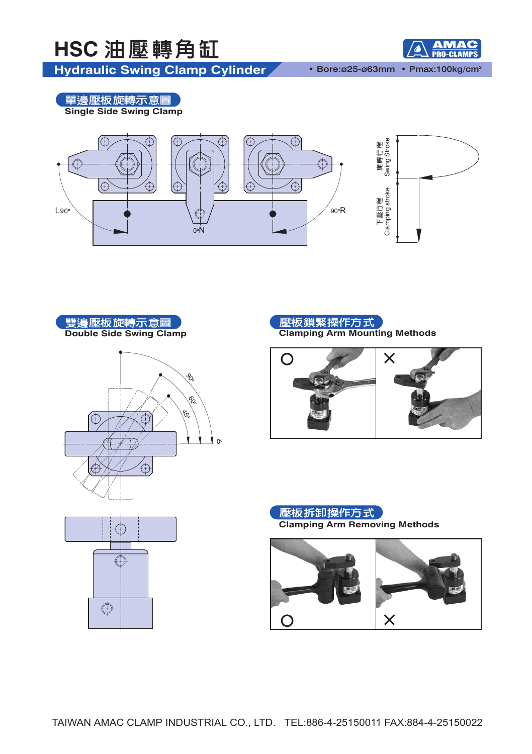# HSC 油壓轉角缸

## Hydraulic Swing Clamp Cylinder

• Bore:ø25-ø63mm • Pmax:100kg/cm²

### 單邊壓板旋轉示意圖
**Single Side Swing Clamp**

L90° 0°N 90°R

旋轉行程 Swing Stroke

下壓行程 Clamping stroke

### 雙邊壓板旋轉示意圖
**Double Side Swing Clamp**

90° 60° 45° 0°

### 壓板鎖緊操作方式
**Clamping Arm Mounting Methods**

○ ✕

### 壓板拆卸操作方式
**Clamping Arm Removing Methods**

○ ✕

TAIWAN AMAC CLAMP INDUSTRIAL CO., LTD. TEL:886-4-25150011 FAX:884-4-25150022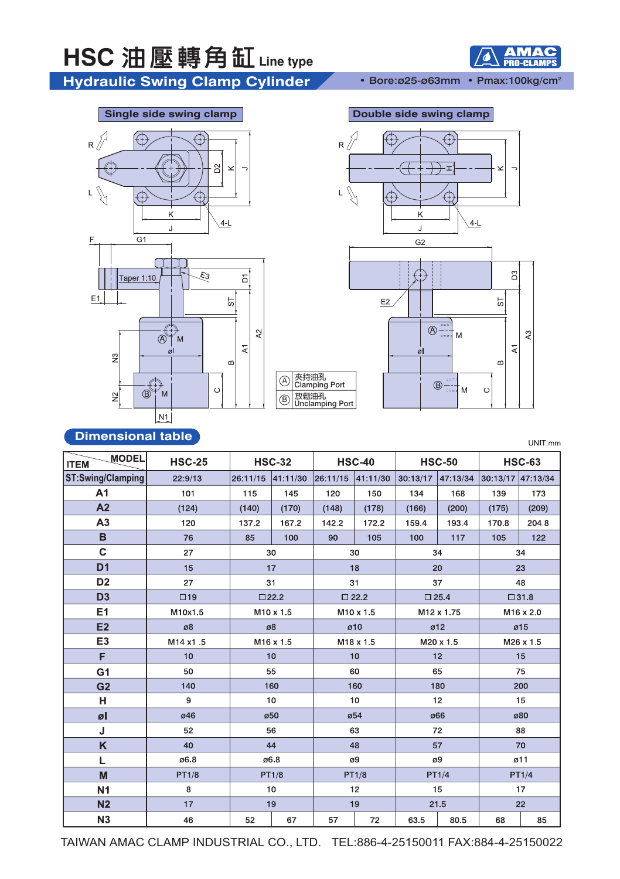# HSC 油壓轉角缸 Line type

## Hydraulic Swing Clamp Cylinder

AMAC PRO-CLAMPS

• Bore:ø25-ø63mm • Pmax:100kg/cm²

**Single side swing clamp**

**Double side swing clamp**

Ⓐ 夾持油孔 Clamping Port

Ⓑ 放鬆油孔 Unclamping Port

## Dimensional table

UNIT:mm

| ITEM \ MODEL | HSC-25 | HSC-32 | | HSC-40 | | HSC-50 | | HSC-63 | |
|---|---|---|---|---|---|---|---|---|---|
| ST:Swing/Clamping | 22:9/13 | 26:11/15 | 41:11/30 | 26:11/15 | 41:11/30 | 30:13/17 | 47:13/34 | 30:13/17 | 47:13/34 |
| A1 | 101 | 115 | 145 | 120 | 150 | 134 | 168 | 139 | 173 |
| A2 | (124) | (140) | (170) | (148) | (178) | (166) | (200) | (175) | (209) |
| A3 | 120 | 137.2 | 167.2 | 142.2 | 172.2 | 159.4 | 193.4 | 170.8 | 204.8 |
| B | 76 | 85 | 100 | 90 | 105 | 100 | 117 | 105 | 122 |
| C | 27 | 30 | | 30 | | 34 | | 34 | |
| D1 | 15 | 17 | | 18 | | 20 | | 23 | |
| D2 | 27 | 31 | | 31 | | 37 | | 48 | |
| D3 | □19 | □22.2 | | □ 22.2 | | □ 25.4 | | □31.8 | |
| E1 | M10x1.5 | M10 x 1.5 | | M10 x 1.5 | | M12 x 1.75 | | M16 x 2.0 | |
| E2 | ø8 | ø8 | | ø10 | | ø12 | | ø15 | |
| E3 | M14 x1 .5 | M16 x 1.5 | | M18 x 1.5 | | M20 x 1.5 | | M26 x 1.5 | |
| F | 10 | 10 | | 10 | | 12 | | 15 | |
| G1 | 50 | 55 | | 60 | | 65 | | 75 | |
| G2 | 140 | 160 | | 160 | | 180 | | 200 | |
| H | 9 | 10 | | 10 | | 12 | | 15 | |
| øI | ø46 | ø50 | | ø54 | | ø66 | | ø80 | |
| J | 52 | 56 | | 63 | | 72 | | 88 | |
| K | 40 | 44 | | 48 | | 57 | | 70 | |
| L | ø6.8 | ø6.8 | | ø9 | | ø9 | | ø11 | |
| M | PT1/8 | PT1/8 | | PT1/8 | | PT1/4 | | PT1/4 | |
| N1 | 8 | 10 | | 12 | | 15 | | 17 | |
| N2 | 17 | 19 | | 19 | | 21.5 | | 22 | |
| N3 | 46 | 52 | 67 | 57 | 72 | 63.5 | 80.5 | 68 | 85 |

TAIWAN AMAC CLAMP INDUSTRIAL CO., LTD. TEL:886-4-25150011 FAX:884-4-25150022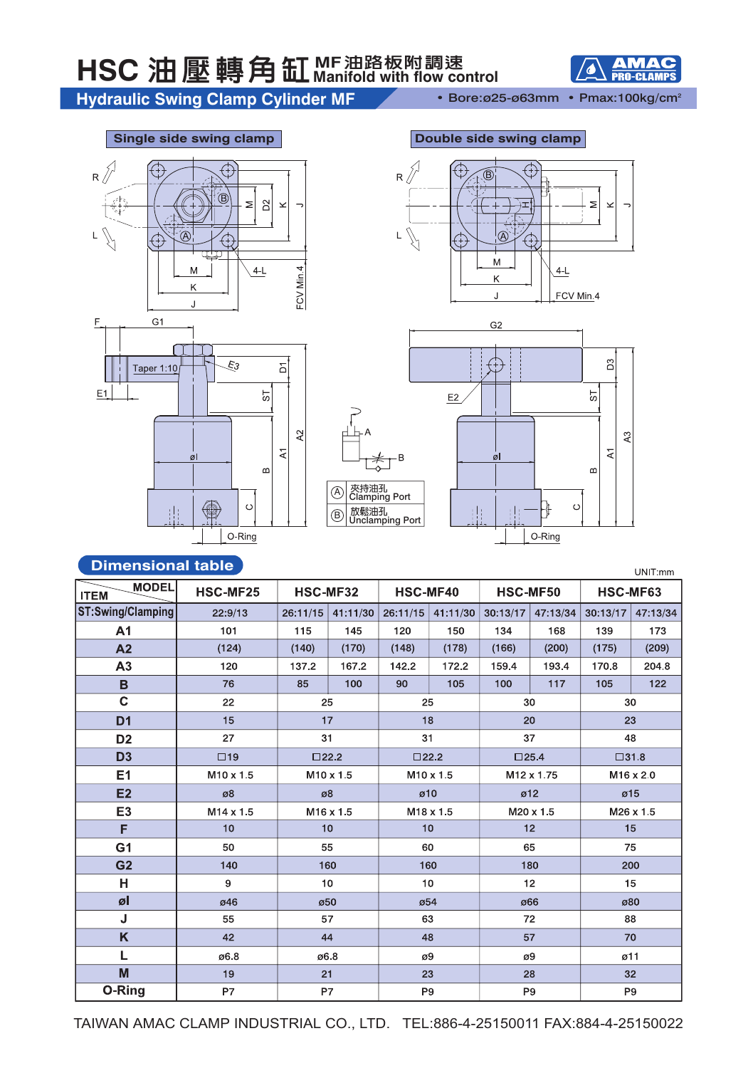# HSC 油壓轉角缸 MF 油路板附調速 Manifold with flow control

## Hydraulic Swing Clamp Cylinder MF

• Bore:ø25-ø63mm • Pmax:100kg/cm²

Single side swing clamp

Double side swing clamp

Ⓐ 夾持油孔 Clamping Port

Ⓑ 放鬆油孔 Unclamping Port

## Dimensional table

UNIT:mm

| ITEM \ MODEL | HSC-MF25 | HSC-MF32 | | HSC-MF40 | | HSC-MF50 | | HSC-MF63 | |
|---|---|---|---|---|---|---|---|---|---|
| ST:Swing/Clamping | 22:9/13 | 26:11/15 | 41:11/30 | 26:11/15 | 41:11/30 | 30:13/17 | 47:13/34 | 30:13/17 | 47:13/34 |
| A1 | 101 | 115 | 145 | 120 | 150 | 134 | 168 | 139 | 173 |
| A2 | (124) | (140) | (170) | (148) | (178) | (166) | (200) | (175) | (209) |
| A3 | 120 | 137.2 | 167.2 | 142.2 | 172.2 | 159.4 | 193.4 | 170.8 | 204.8 |
| B | 76 | 85 | 100 | 90 | 105 | 100 | 117 | 105 | 122 |
| C | 22 | 25 | | 25 | | 30 | | 30 | |
| D1 | 15 | 17 | | 18 | | 20 | | 23 | |
| D2 | 27 | 31 | | 31 | | 37 | | 48 | |
| D3 | □19 | □22.2 | | □22.2 | | □25.4 | | □31.8 | |
| E1 | M10 x 1.5 | M10 x 1.5 | | M10 x 1.5 | | M12 x 1.75 | | M16 x 2.0 | |
| E2 | ø8 | ø8 | | ø10 | | ø12 | | ø15 | |
| E3 | M14 x 1.5 | M16 x 1.5 | | M18 x 1.5 | | M20 x 1.5 | | M26 x 1.5 | |
| F | 10 | 10 | | 10 | | 12 | | 15 | |
| G1 | 50 | 55 | | 60 | | 65 | | 75 | |
| G2 | 140 | 160 | | 160 | | 180 | | 200 | |
| H | 9 | 10 | | 10 | | 12 | | 15 | |
| øI | ø46 | ø50 | | ø54 | | ø66 | | ø80 | |
| J | 55 | 57 | | 63 | | 72 | | 88 | |
| K | 42 | 44 | | 48 | | 57 | | 70 | |
| L | ø6.8 | ø6.8 | | ø9 | | ø9 | | ø11 | |
| M | 19 | 21 | | 23 | | 28 | | 32 | |
| O-Ring | P7 | P7 | | P9 | | P9 | | P9 | |

TAIWAN AMAC CLAMP INDUSTRIAL CO., LTD. TEL:886-4-25150011 FAX:884-4-25150022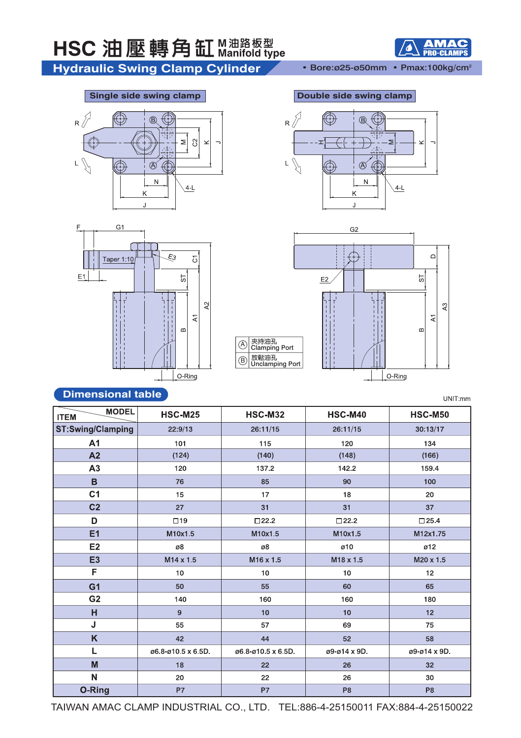# HSC 油壓轉角缸 M油路板型 Manifold type

## Hydraulic Swing Clamp Cylinder

• Bore:ø25-ø50mm • Pmax:100kg/cm²

### Single side swing clamp

### Double side swing clamp

Ⓐ 夾持油孔 Clamping Port

Ⓑ 放鬆油孔 Unclamping Port

## Dimensional table

UNIT:mm

| ITEM \ MODEL | HSC-M25 | HSC-M32 | HSC-M40 | HSC-M50 |
|---|---|---|---|---|
| ST:Swing/Clamping | 22:9/13 | 26:11/15 | 26:11/15 | 30:13/17 |
| A1 | 101 | 115 | 120 | 134 |
| A2 | (124) | (140) | (148) | (166) |
| A3 | 120 | 137.2 | 142.2 | 159.4 |
| B | 76 | 85 | 90 | 100 |
| C1 | 15 | 17 | 18 | 20 |
| C2 | 27 | 31 | 31 | 37 |
| D | □19 | □22.2 | □22.2 | □25.4 |
| E1 | M10x1.5 | M10x1.5 | M10x1.5 | M12x1.75 |
| E2 | ø8 | ø8 | ø10 | ø12 |
| E3 | M14 x 1.5 | M16 x 1.5 | M18 x 1.5 | M20 x 1.5 |
| F | 10 | 10 | 10 | 12 |
| G1 | 50 | 55 | 60 | 65 |
| G2 | 140 | 160 | 160 | 180 |
| H | 9 | 10 | 10 | 12 |
| J | 55 | 57 | 69 | 75 |
| K | 42 | 44 | 52 | 58 |
| L | ø6.8-ø10.5 x 6.5D. | ø6.8-ø10.5 x 6.5D. | ø9-ø14 x 9D. | ø9-ø14 x 9D. |
| M | 18 | 22 | 26 | 32 |
| N | 20 | 22 | 26 | 30 |
| O-Ring | P7 | P7 | P8 | P8 |

TAIWAN AMAC CLAMP INDUSTRIAL CO., LTD. TEL:886-4-25150011 FAX:884-4-25150022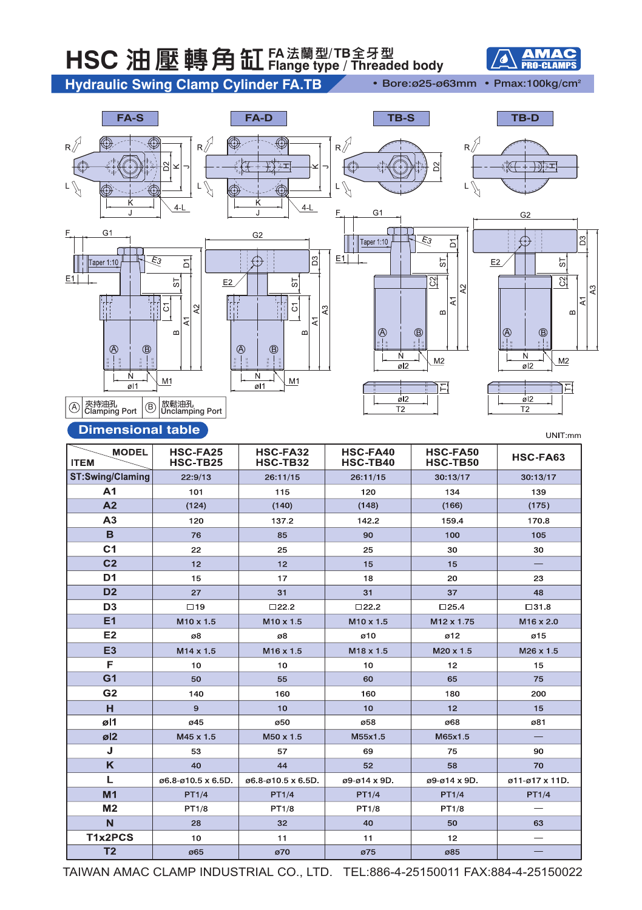# HSC 油壓轉角缸 FA法蘭型/TB全牙型 Flange type / Threaded body

AMAC PRO-CLAMPS

## Hydraulic Swing Clamp Cylinder FA.TB

• Bore:ø25-ø63mm • Pmax:100kg/cm²

FA-S　FA-D　TB-S　TB-D

Ⓐ 夾持油孔 Clamping Port　Ⓑ 放鬆油孔 Unclamping Port

## Dimensional table

UNIT:mm

| ITEM \ MODEL | HSC-FA25 HSC-TB25 | HSC-FA32 HSC-TB32 | HSC-FA40 HSC-TB40 | HSC-FA50 HSC-TB50 | HSC-FA63 |
|---|---|---|---|---|---|
| ST:Swing/Claming | 22:9/13 | 26:11/15 | 26:11/15 | 30:13/17 | 30:13/17 |
| A1 | 101 | 115 | 120 | 134 | 139 |
| A2 | (124) | (140) | (148) | (166) | (175) |
| A3 | 120 | 137.2 | 142.2 | 159.4 | 170.8 |
| B | 76 | 85 | 90 | 100 | 105 |
| C1 | 22 | 25 | 25 | 30 | 30 |
| C2 | 12 | 12 | 15 | 15 | — |
| D1 | 15 | 17 | 18 | 20 | 23 |
| D2 | 27 | 31 | 31 | 37 | 48 |
| D3 | □19 | □22.2 | □22.2 | □25.4 | □31.8 |
| E1 | M10 x 1.5 | M10 x 1.5 | M10 x 1.5 | M12 x 1.75 | M16 x 2.0 |
| E2 | ø8 | ø8 | ø10 | ø12 | ø15 |
| E3 | M14 x 1.5 | M16 x 1.5 | M18 x 1.5 | M20 x 1.5 | M26 x 1.5 |
| F | 10 | 10 | 10 | 12 | 15 |
| G1 | 50 | 55 | 60 | 65 | 75 |
| G2 | 140 | 160 | 160 | 180 | 200 |
| H | 9 | 10 | 10 | 12 | 15 |
| øI1 | ø45 | ø50 | ø58 | ø68 | ø81 |
| øI2 | M45 x 1.5 | M50 x 1.5 | M55x1.5 | M65x1.5 | — |
| J | 53 | 57 | 69 | 75 | 90 |
| K | 40 | 44 | 52 | 58 | 70 |
| L | ø6.8-ø10.5 x 6.5D. | ø6.8-ø10.5 x 6.5D. | ø9-ø14 x 9D. | ø9-ø14 x 9D. | ø11-ø17 x 11D. |
| M1 | PT1/4 | PT1/4 | PT1/4 | PT1/4 | PT1/4 |
| M2 | PT1/8 | PT1/8 | PT1/8 | PT1/8 | — |
| N | 28 | 32 | 40 | 50 | 63 |
| T1x2PCS | 10 | 11 | 11 | 12 | — |
| T2 | ø65 | ø70 | ø75 | ø85 | — |

TAIWAN AMAC CLAMP INDUSTRIAL CO., LTD. TEL:886-4-25150011 FAX:884-4-25150022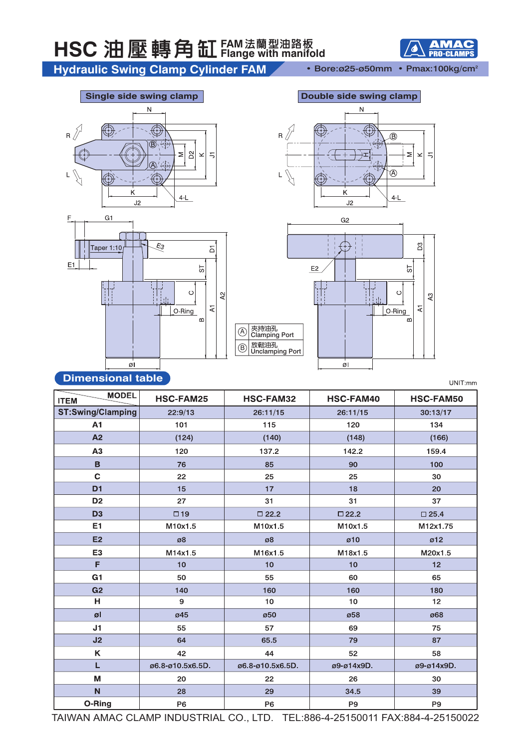# HSC 油壓轉角缸 FAM法蘭型油路板 Flange with manifold

**AMAC PRO-CLAMPS**

## Hydraulic Swing Clamp Cylinder FAM

• Bore:ø25-ø50mm • Pmax:100kg/cm²

**Single side swing clamp**

**Double side swing clamp**

N
R
L
Ⓑ
Ⓐ
M
D2
K
J1
K
J2
4-L
H

F
G1
G2
Taper 1:10
E3
E1
E2
D1
D3
ST
C
A2
A1
A3
O-Ring
B
øI

Ⓐ 夾持油孔 Clamping Port

Ⓑ 放鬆油孔 Unclamping Port

## Dimensional table

UNIT:mm

| ITEM \ MODEL | HSC-FAM25 | HSC-FAM32 | HSC-FAM40 | HSC-FAM50 |
|---|---|---|---|---|
| ST:Swing/Clamping | 22:9/13 | 26:11/15 | 26:11/15 | 30:13/17 |
| A1 | 101 | 115 | 120 | 134 |
| A2 | (124) | (140) | (148) | (166) |
| A3 | 120 | 137.2 | 142.2 | 159.4 |
| B | 76 | 85 | 90 | 100 |
| C | 22 | 25 | 25 | 30 |
| D1 | 15 | 17 | 18 | 20 |
| D2 | 27 | 31 | 31 | 37 |
| D3 | □19 | □22.2 | □22.2 | □25.4 |
| E1 | M10x1.5 | M10x1.5 | M10x1.5 | M12x1.75 |
| E2 | ø8 | ø8 | ø10 | ø12 |
| E3 | M14x1.5 | M16x1.5 | M18x1.5 | M20x1.5 |
| F | 10 | 10 | 10 | 12 |
| G1 | 50 | 55 | 60 | 65 |
| G2 | 140 | 160 | 160 | 180 |
| H | 9 | 10 | 10 | 12 |
| øI | ø45 | ø50 | ø58 | ø68 |
| J1 | 55 | 57 | 69 | 75 |
| J2 | 64 | 65.5 | 79 | 87 |
| K | 42 | 44 | 52 | 58 |
| L | ø6.8-ø10.5x6.5D. | ø6.8-ø10.5x6.5D. | ø9-ø14x9D. | ø9-ø14x9D. |
| M | 20 | 22 | 26 | 30 |
| N | 28 | 29 | 34.5 | 39 |
| O-Ring | P6 | P6 | P9 | P9 |

TAIWAN AMAC CLAMP INDUSTRIAL CO., LTD. TEL:886-4-25150011 FAX:884-4-25150022